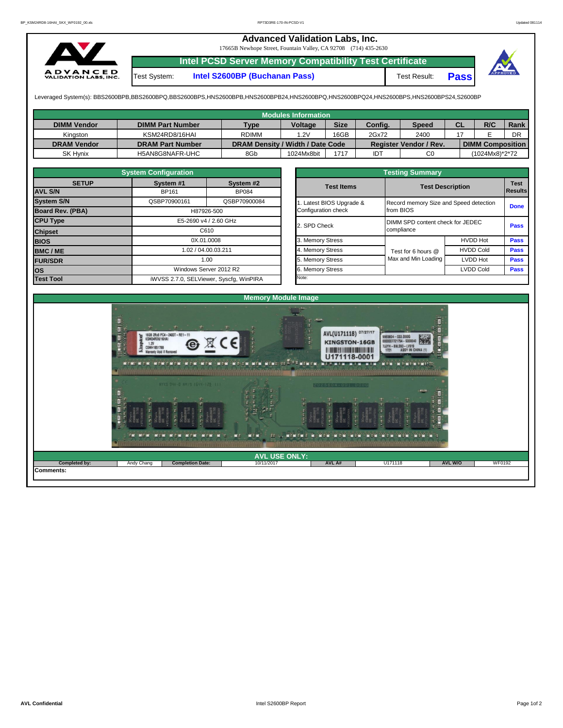# Advanced Validation Labs, Inc.

17665B Newhope Street, Fountain Valley, CA 92708 (714) 435-2630

## Intel PCSD Server Memory Compatibility Test Certificate

| Test System: | Intel S2600BP (Buchanan Pass) | Test Result: | **Pass** |
|---|---|---|---|

Leveraged System(s): BBS2600BPB,BBS2600BPQ,BBS2600BPS,HNS2600BPB,HNS2600BPB24,HNS2600BPQ,HNS2600BPQ24,HNS2600BPS,HNS2600BPS24,S2600BP

## Modules Information

| DIMM Vendor | DIMM Part Number | Type | Voltage | Size | Config. | Speed | CL | R/C | Rank |
|---|---|---|---|---|---|---|---|---|---|
| Kingston | KSM24RD8/16HAI | RDIMM | 1.2V | 16GB | 2Gx72 | 2400 | 17 | E | DR |
| **DRAM Vendor** | **DRAM Part Number** | **DRAM Density / Width / Date Code** | | | **Register Vendor / Rev.** | | **DIMM Composition** | | |
| SK Hynix | H5AN8G8NAFR-UHC | 8Gb | 1024Mx8bit | 1717 | IDT | C0 | (1024Mx8)*2*72 | | |

## System Configuration

| SETUP | System #1 | System #2 |
|---|---|---|
| AVL S/N | BP161 | BP084 |
| System S/N | QSBP70900161 | QSBP70900084 |
| Board Rev. (PBA) | H87926-500 | |
| CPU Type | E5-2690 v4 / 2.60 GHz | |
| Chipset | C610 | |
| BIOS | 0X.01.0008 | |
| BMC / ME | 1.02 / 04.00.03.211 | |
| FUR/SDR | 1.00 | |
| OS | Windows Server 2012 R2 | |
| Test Tool | iWVSS 2.7.0, SELViewer, Syscfg, WinPIRA | |

## Testing Summary

| Test Items | Test Description | | Test Results |
|---|---|---|---|
| 1. Latest BIOS Upgrade & Configuration check | Record memory Size and Speed detection from BIOS | | Done |
| 2. SPD Check | DIMM SPD content check for JEDEC compliance | | Pass |
| 3. Memory Stress | Test for 6 hours @ Max and Min Loading | HVDD Hot | Pass |
| 4. Memory Stress | | HVDD Cold | Pass |
| 5. Memory Stress | | LVDD Hot | Pass |
| 6. Memory Stress | | LVDD Cold | Pass |

Note:

## Memory Module Image

## AVL USE ONLY:

| Completed by: | Andy Chang | Completion Date: | 10/11/2017 | AVL A# | U171118 | AVL W/O | WF0192 |
|---|---|---|---|---|---|---|---|

**Comments:**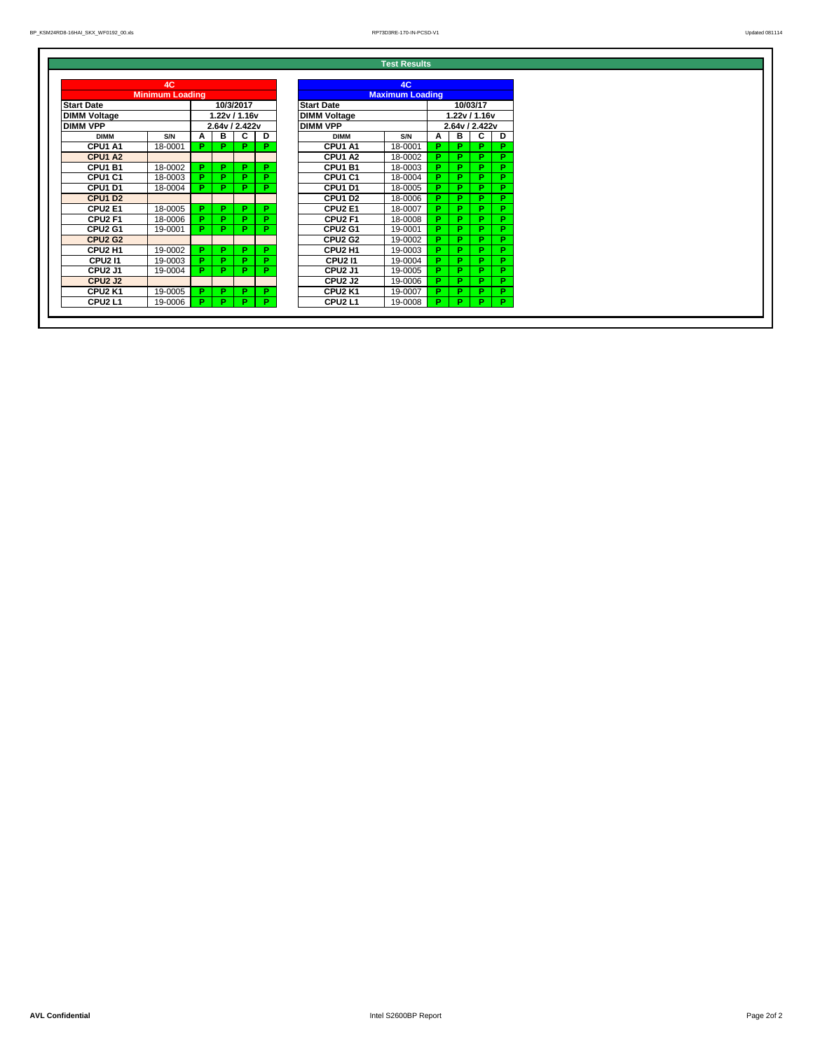## Test Results

| 4C | | | | | |
|---|---|---|---|---|---|
| **Minimum Loading** | | | | | |
| **Start Date** | | 10/3/2017 | | | |
| **DIMM Voltage** | | 1.22v / 1.16v | | | |
| **DIMM VPP** | | 2.64v / 2.422v | | | |
| **DIMM** | **S/N** | **A** | **B** | **C** | **D** |
| CPU1 A1 | 18-0001 | P | P | P | P |
| CPU1 A2 | | | | | |
| CPU1 B1 | 18-0002 | P | P | P | P |
| CPU1 C1 | 18-0003 | P | P | P | P |
| CPU1 D1 | 18-0004 | P | P | P | P |
| CPU1 D2 | | | | | |
| CPU2 E1 | 18-0005 | P | P | P | P |
| CPU2 F1 | 18-0006 | P | P | P | P |
| CPU2 G1 | 19-0001 | P | P | P | P |
| CPU2 G2 | | | | | |
| CPU2 H1 | 19-0002 | P | P | P | P |
| CPU2 I1 | 19-0003 | P | P | P | P |
| CPU2 J1 | 19-0004 | P | P | P | P |
| CPU2 J2 | | | | | |
| CPU2 K1 | 19-0005 | P | P | P | P |
| CPU2 L1 | 19-0006 | P | P | P | P |

| 4C | | | | | |
|---|---|---|---|---|---|
| **Maximum Loading** | | | | | |
| **Start Date** | | 10/03/17 | | | |
| **DIMM Voltage** | | 1.22v / 1.16v | | | |
| **DIMM VPP** | | 2.64v / 2.422v | | | |
| **DIMM** | **S/N** | **A** | **B** | **C** | **D** |
| CPU1 A1 | 18-0001 | P | P | P | P |
| CPU1 A2 | 18-0002 | P | P | P | P |
| CPU1 B1 | 18-0003 | P | P | P | P |
| CPU1 C1 | 18-0004 | P | P | P | P |
| CPU1 D1 | 18-0005 | P | P | P | P |
| CPU1 D2 | 18-0006 | P | P | P | P |
| CPU2 E1 | 18-0007 | P | P | P | P |
| CPU2 F1 | 18-0008 | P | P | P | P |
| CPU2 G1 | 19-0001 | P | P | P | P |
| CPU2 G2 | 19-0002 | P | P | P | P |
| CPU2 H1 | 19-0003 | P | P | P | P |
| CPU2 I1 | 19-0004 | P | P | P | P |
| CPU2 J1 | 19-0005 | P | P | P | P |
| CPU2 J2 | 19-0006 | P | P | P | P |
| CPU2 K1 | 19-0007 | P | P | P | P |
| CPU2 L1 | 19-0008 | P | P | P | P |